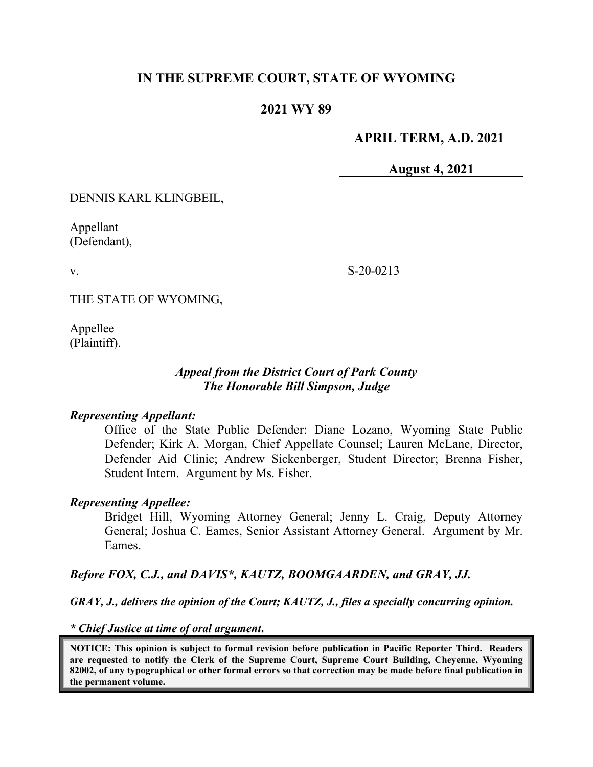**IN THE SUPREME COURT, STATE OF WYOMING**

**2021 WY 89**

**APRIL TERM, A.D. 2021**

**August 4, 2021**

DENNIS KARL KLINGBEIL,

Appellant
(Defendant),

v.

THE STATE OF WYOMING,

Appellee
(Plaintiff).

S-20-0213

***Appeal from the District Court of Park County***
***The Honorable Bill Simpson, Judge***

***Representing Appellant:***

Office of the State Public Defender: Diane Lozano, Wyoming State Public Defender; Kirk A. Morgan, Chief Appellate Counsel; Lauren McLane, Director, Defender Aid Clinic; Andrew Sickenberger, Student Director; Brenna Fisher, Student Intern. Argument by Ms. Fisher.

***Representing Appellee:***

Bridget Hill, Wyoming Attorney General; Jenny L. Craig, Deputy Attorney General; Joshua C. Eames, Senior Assistant Attorney General. Argument by Mr. Eames.

***Before FOX, C.J., and DAVIS\*, KAUTZ, BOOMGAARDEN, and GRAY, JJ.***

***GRAY, J., delivers the opinion of the Court; KAUTZ, J., files a specially concurring opinion.***

***\* Chief Justice at time of oral argument.***

**NOTICE: This opinion is subject to formal revision before publication in Pacific Reporter Third. Readers are requested to notify the Clerk of the Supreme Court, Supreme Court Building, Cheyenne, Wyoming 82002, of any typographical or other formal errors so that correction may be made before final publication in the permanent volume.**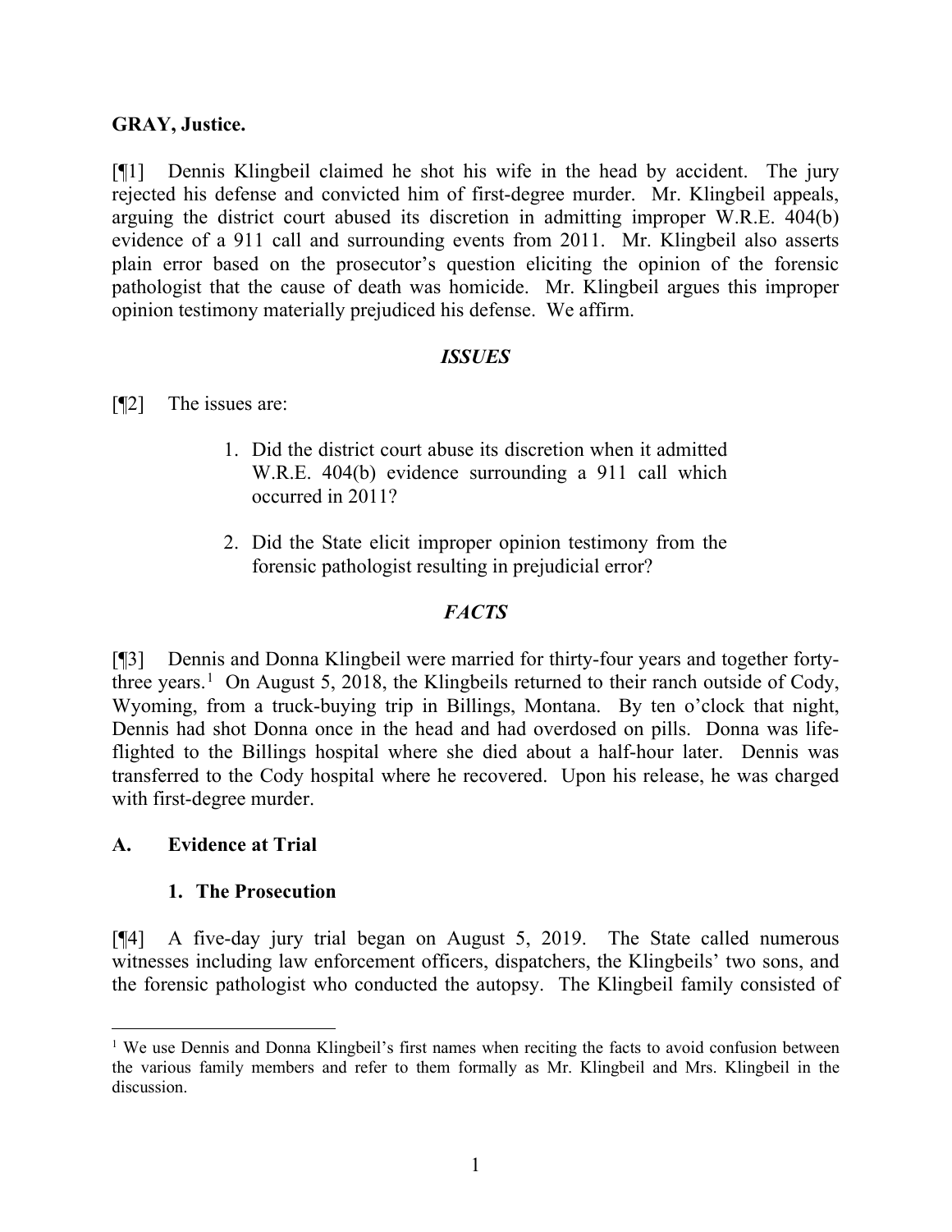**GRAY, Justice.**

[¶1] Dennis Klingbeil claimed he shot his wife in the head by accident. The jury rejected his defense and convicted him of first-degree murder. Mr. Klingbeil appeals, arguing the district court abused its discretion in admitting improper W.R.E. 404(b) evidence of a 911 call and surrounding events from 2011. Mr. Klingbeil also asserts plain error based on the prosecutor's question eliciting the opinion of the forensic pathologist that the cause of death was homicide. Mr. Klingbeil argues this improper opinion testimony materially prejudiced his defense. We affirm.

## ***ISSUES***

[¶2] The issues are:

> 1. Did the district court abuse its discretion when it admitted W.R.E. 404(b) evidence surrounding a 911 call which occurred in 2011?
>
> 2. Did the State elicit improper opinion testimony from the forensic pathologist resulting in prejudicial error?

## ***FACTS***

[¶3] Dennis and Donna Klingbeil were married for thirty-four years and together forty-three years.[1] On August 5, 2018, the Klingbeils returned to their ranch outside of Cody, Wyoming, from a truck-buying trip in Billings, Montana. By ten o'clock that night, Dennis had shot Donna once in the head and had overdosed on pills. Donna was life-flighted to the Billings hospital where she died about a half-hour later. Dennis was transferred to the Cody hospital where he recovered. Upon his release, he was charged with first-degree murder.

### **A. Evidence at Trial**

#### **1. The Prosecution**

[¶4] A five-day jury trial began on August 5, 2019. The State called numerous witnesses including law enforcement officers, dispatchers, the Klingbeils' two sons, and the forensic pathologist who conducted the autopsy. The Klingbeil family consisted of

---

[1] We use Dennis and Donna Klingbeil's first names when reciting the facts to avoid confusion between the various family members and refer to them formally as Mr. Klingbeil and Mrs. Klingbeil in the discussion.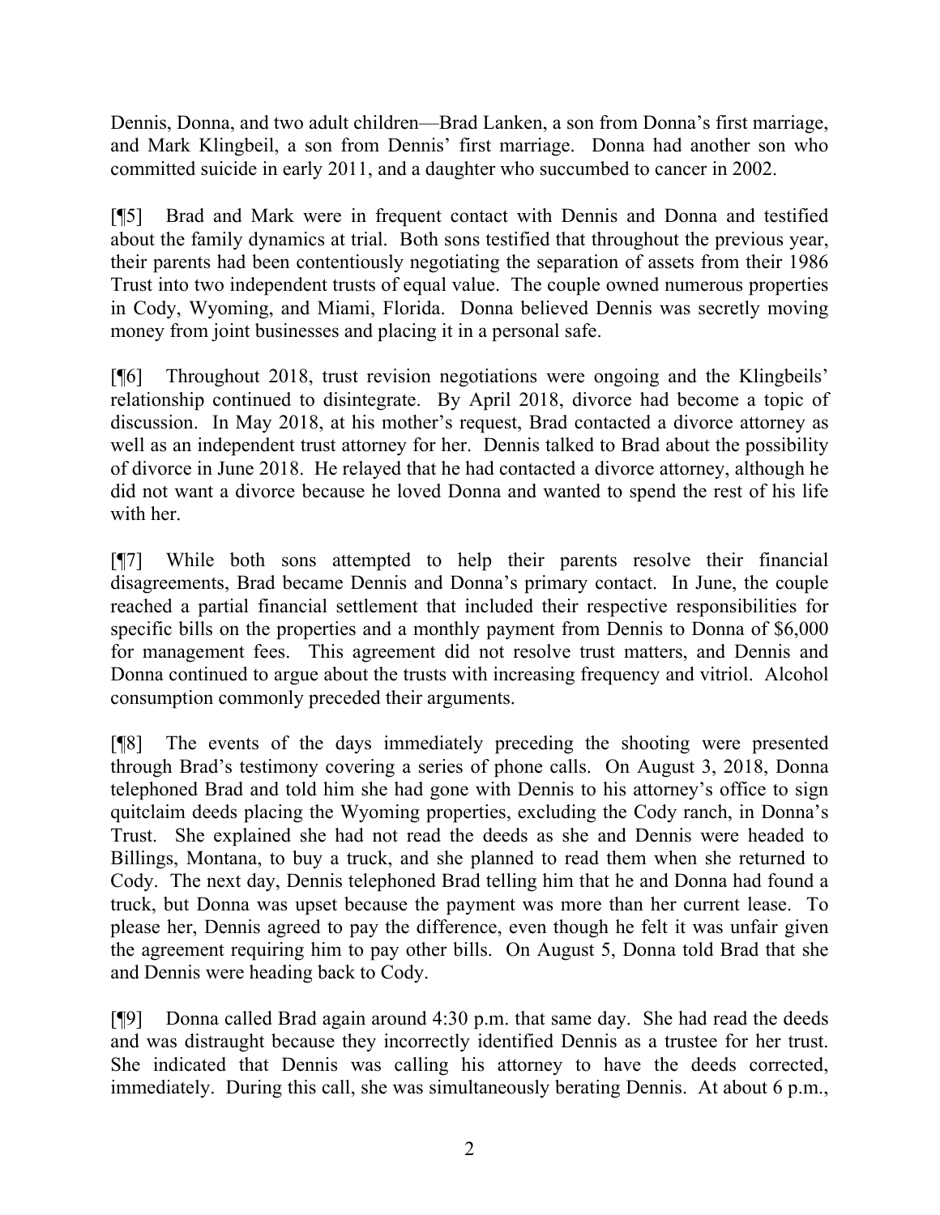Dennis, Donna, and two adult children—Brad Lanken, a son from Donna's first marriage, and Mark Klingbeil, a son from Dennis' first marriage. Donna had another son who committed suicide in early 2011, and a daughter who succumbed to cancer in 2002.

[¶5] Brad and Mark were in frequent contact with Dennis and Donna and testified about the family dynamics at trial. Both sons testified that throughout the previous year, their parents had been contentiously negotiating the separation of assets from their 1986 Trust into two independent trusts of equal value. The couple owned numerous properties in Cody, Wyoming, and Miami, Florida. Donna believed Dennis was secretly moving money from joint businesses and placing it in a personal safe.

[¶6] Throughout 2018, trust revision negotiations were ongoing and the Klingbeils' relationship continued to disintegrate. By April 2018, divorce had become a topic of discussion. In May 2018, at his mother's request, Brad contacted a divorce attorney as well as an independent trust attorney for her. Dennis talked to Brad about the possibility of divorce in June 2018. He relayed that he had contacted a divorce attorney, although he did not want a divorce because he loved Donna and wanted to spend the rest of his life with her.

[¶7] While both sons attempted to help their parents resolve their financial disagreements, Brad became Dennis and Donna's primary contact. In June, the couple reached a partial financial settlement that included their respective responsibilities for specific bills on the properties and a monthly payment from Dennis to Donna of $6,000 for management fees. This agreement did not resolve trust matters, and Dennis and Donna continued to argue about the trusts with increasing frequency and vitriol. Alcohol consumption commonly preceded their arguments.

[¶8] The events of the days immediately preceding the shooting were presented through Brad's testimony covering a series of phone calls. On August 3, 2018, Donna telephoned Brad and told him she had gone with Dennis to his attorney's office to sign quitclaim deeds placing the Wyoming properties, excluding the Cody ranch, in Donna's Trust. She explained she had not read the deeds as she and Dennis were headed to Billings, Montana, to buy a truck, and she planned to read them when she returned to Cody. The next day, Dennis telephoned Brad telling him that he and Donna had found a truck, but Donna was upset because the payment was more than her current lease. To please her, Dennis agreed to pay the difference, even though he felt it was unfair given the agreement requiring him to pay other bills. On August 5, Donna told Brad that she and Dennis were heading back to Cody.

[¶9] Donna called Brad again around 4:30 p.m. that same day. She had read the deeds and was distraught because they incorrectly identified Dennis as a trustee for her trust. She indicated that Dennis was calling his attorney to have the deeds corrected, immediately. During this call, she was simultaneously berating Dennis. At about 6 p.m.,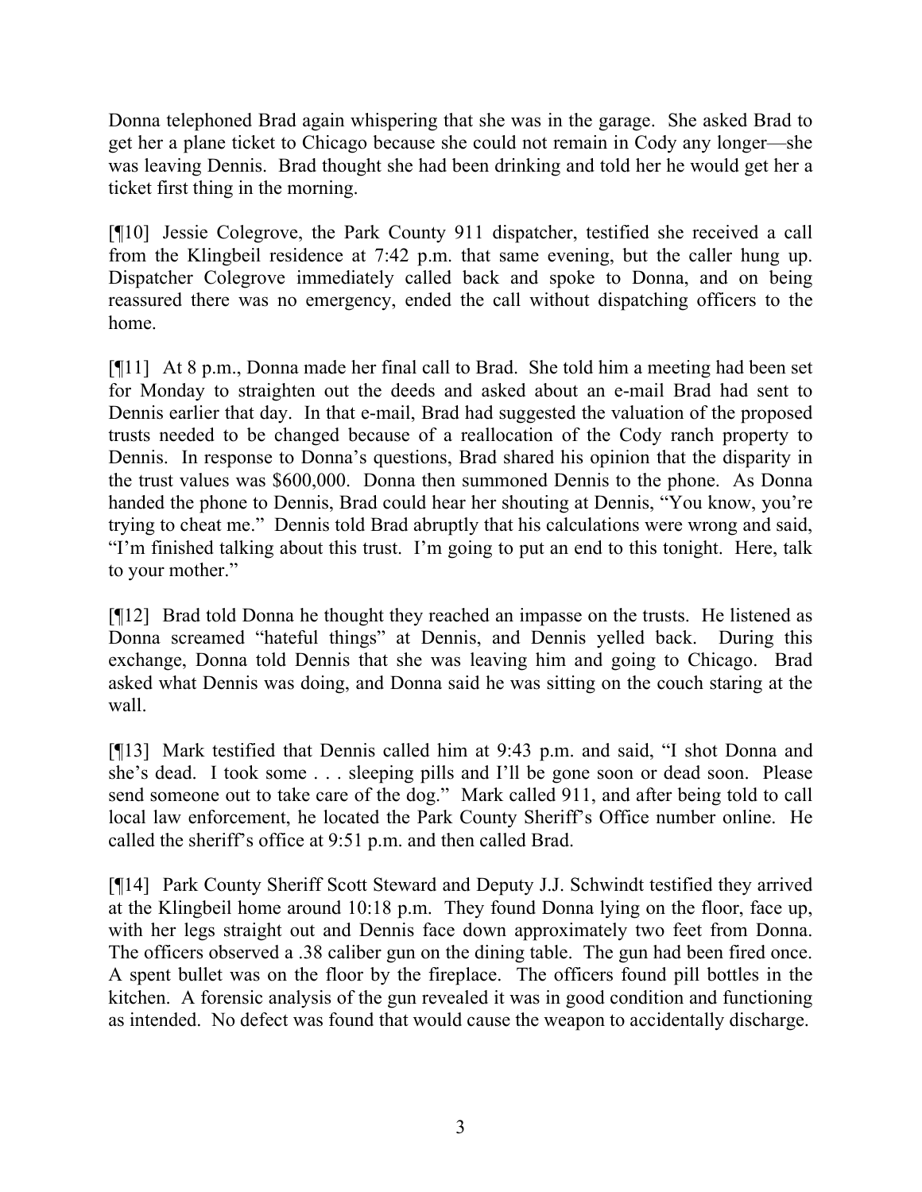Donna telephoned Brad again whispering that she was in the garage. She asked Brad to get her a plane ticket to Chicago because she could not remain in Cody any longer—she was leaving Dennis. Brad thought she had been drinking and told her he would get her a ticket first thing in the morning.

[¶10] Jessie Colegrove, the Park County 911 dispatcher, testified she received a call from the Klingbeil residence at 7:42 p.m. that same evening, but the caller hung up. Dispatcher Colegrove immediately called back and spoke to Donna, and on being reassured there was no emergency, ended the call without dispatching officers to the home.

[¶11] At 8 p.m., Donna made her final call to Brad. She told him a meeting had been set for Monday to straighten out the deeds and asked about an e-mail Brad had sent to Dennis earlier that day. In that e-mail, Brad had suggested the valuation of the proposed trusts needed to be changed because of a reallocation of the Cody ranch property to Dennis. In response to Donna's questions, Brad shared his opinion that the disparity in the trust values was $600,000. Donna then summoned Dennis to the phone. As Donna handed the phone to Dennis, Brad could hear her shouting at Dennis, "You know, you're trying to cheat me." Dennis told Brad abruptly that his calculations were wrong and said, "I'm finished talking about this trust. I'm going to put an end to this tonight. Here, talk to your mother."

[¶12] Brad told Donna he thought they reached an impasse on the trusts. He listened as Donna screamed "hateful things" at Dennis, and Dennis yelled back. During this exchange, Donna told Dennis that she was leaving him and going to Chicago. Brad asked what Dennis was doing, and Donna said he was sitting on the couch staring at the wall.

[¶13] Mark testified that Dennis called him at 9:43 p.m. and said, "I shot Donna and she's dead. I took some . . . sleeping pills and I'll be gone soon or dead soon. Please send someone out to take care of the dog." Mark called 911, and after being told to call local law enforcement, he located the Park County Sheriff's Office number online. He called the sheriff's office at 9:51 p.m. and then called Brad.

[¶14] Park County Sheriff Scott Steward and Deputy J.J. Schwindt testified they arrived at the Klingbeil home around 10:18 p.m. They found Donna lying on the floor, face up, with her legs straight out and Dennis face down approximately two feet from Donna. The officers observed a .38 caliber gun on the dining table. The gun had been fired once. A spent bullet was on the floor by the fireplace. The officers found pill bottles in the kitchen. A forensic analysis of the gun revealed it was in good condition and functioning as intended. No defect was found that would cause the weapon to accidentally discharge.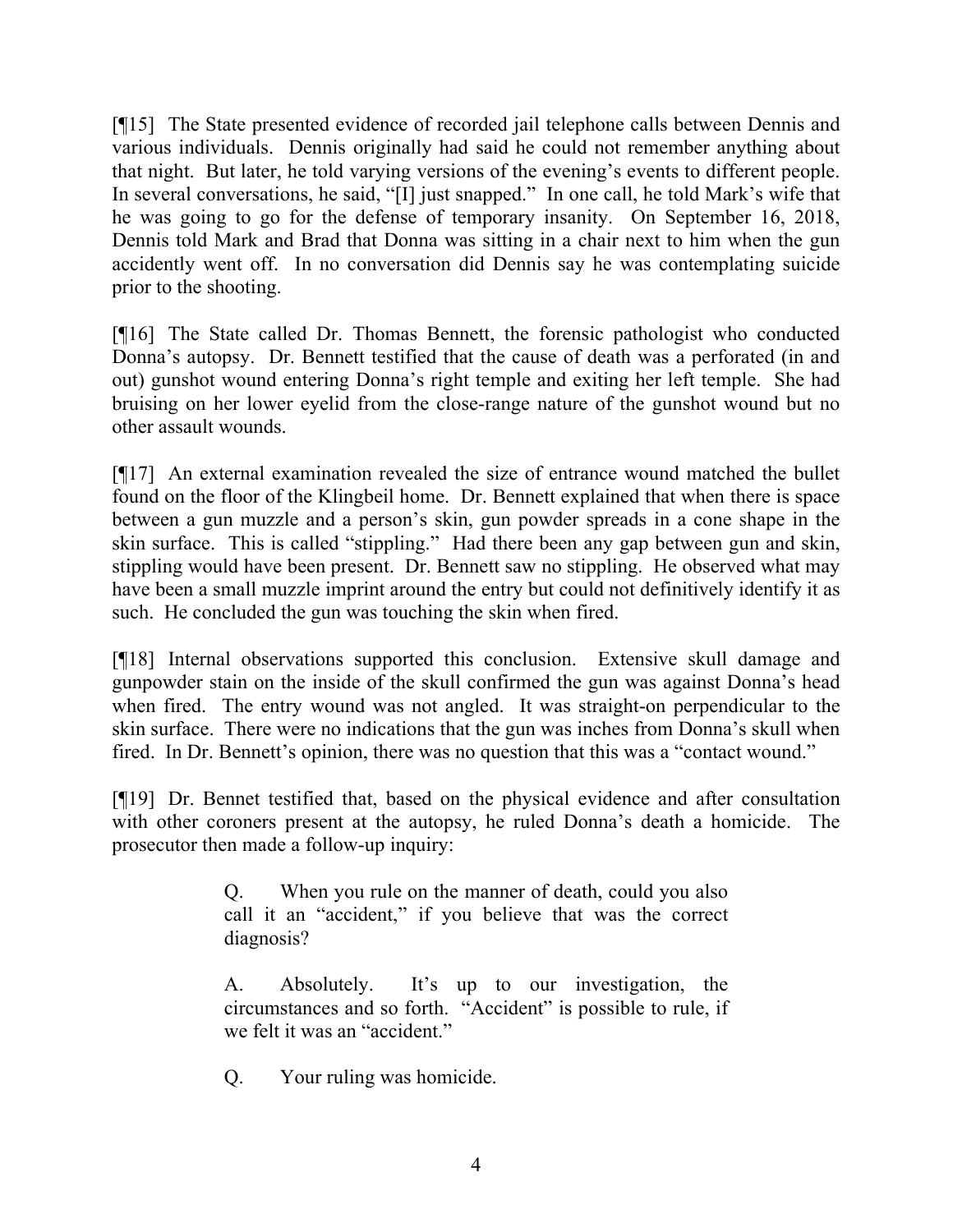[¶15] The State presented evidence of recorded jail telephone calls between Dennis and various individuals. Dennis originally had said he could not remember anything about that night. But later, he told varying versions of the evening's events to different people. In several conversations, he said, "[I] just snapped." In one call, he told Mark's wife that he was going to go for the defense of temporary insanity. On September 16, 2018, Dennis told Mark and Brad that Donna was sitting in a chair next to him when the gun accidently went off. In no conversation did Dennis say he was contemplating suicide prior to the shooting.

[¶16] The State called Dr. Thomas Bennett, the forensic pathologist who conducted Donna's autopsy. Dr. Bennett testified that the cause of death was a perforated (in and out) gunshot wound entering Donna's right temple and exiting her left temple. She had bruising on her lower eyelid from the close-range nature of the gunshot wound but no other assault wounds.

[¶17] An external examination revealed the size of entrance wound matched the bullet found on the floor of the Klingbeil home. Dr. Bennett explained that when there is space between a gun muzzle and a person's skin, gun powder spreads in a cone shape in the skin surface. This is called "stippling." Had there been any gap between gun and skin, stippling would have been present. Dr. Bennett saw no stippling. He observed what may have been a small muzzle imprint around the entry but could not definitively identify it as such. He concluded the gun was touching the skin when fired.

[¶18] Internal observations supported this conclusion. Extensive skull damage and gunpowder stain on the inside of the skull confirmed the gun was against Donna's head when fired. The entry wound was not angled. It was straight-on perpendicular to the skin surface. There were no indications that the gun was inches from Donna's skull when fired. In Dr. Bennett's opinion, there was no question that this was a "contact wound."

[¶19] Dr. Bennet testified that, based on the physical evidence and after consultation with other coroners present at the autopsy, he ruled Donna's death a homicide. The prosecutor then made a follow-up inquiry:

> Q. When you rule on the manner of death, could you also call it an "accident," if you believe that was the correct diagnosis?
>
> A. Absolutely. It's up to our investigation, the circumstances and so forth. "Accident" is possible to rule, if we felt it was an "accident."
>
> Q. Your ruling was homicide.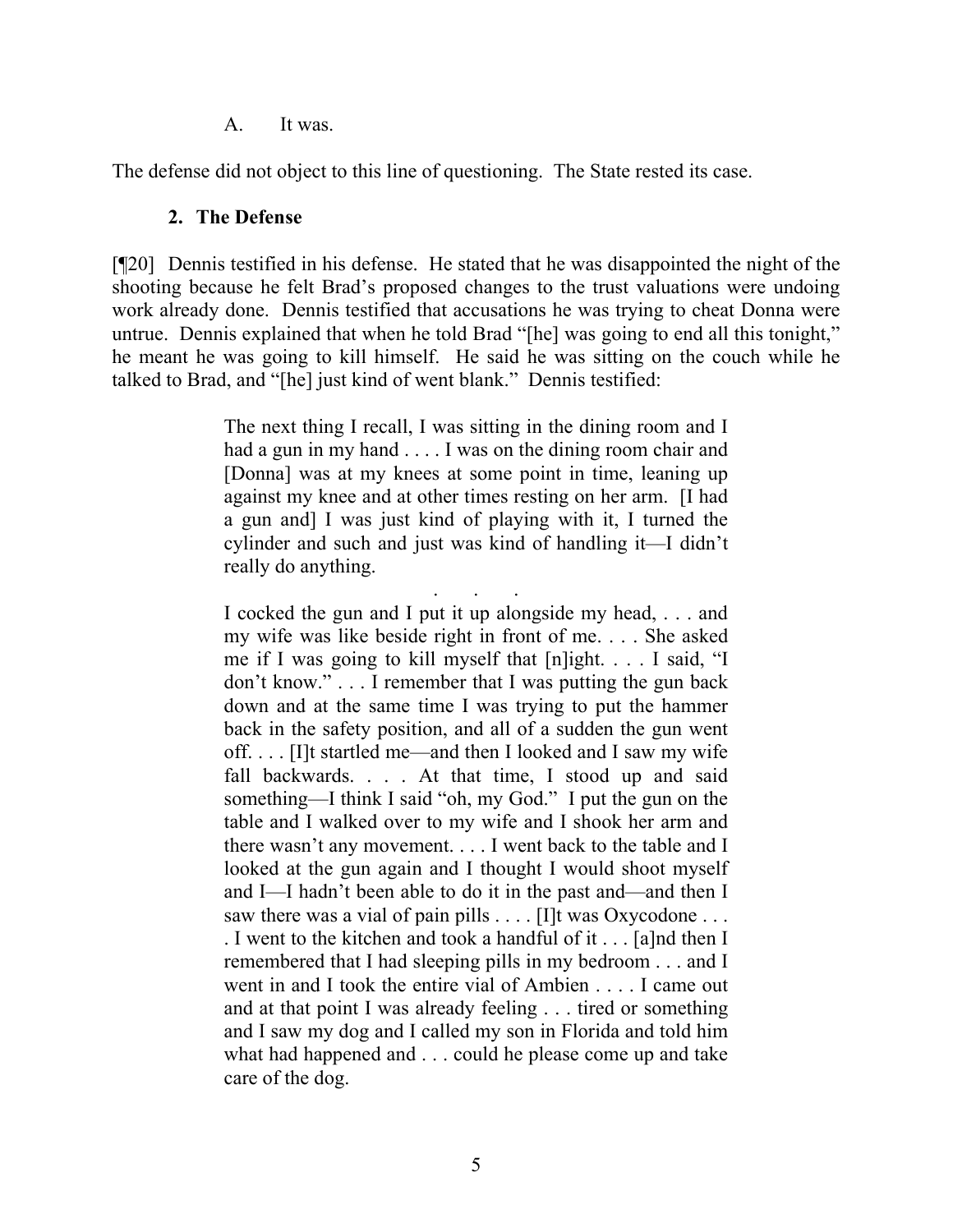A. It was.

The defense did not object to this line of questioning. The State rested its case.

### 2. The Defense

[¶20] Dennis testified in his defense. He stated that he was disappointed the night of the shooting because he felt Brad's proposed changes to the trust valuations were undoing work already done. Dennis testified that accusations he was trying to cheat Donna were untrue. Dennis explained that when he told Brad "[he] was going to end all this tonight," he meant he was going to kill himself. He said he was sitting on the couch while he talked to Brad, and "[he] just kind of went blank." Dennis testified:

> The next thing I recall, I was sitting in the dining room and I had a gun in my hand . . . . I was on the dining room chair and [Donna] was at my knees at some point in time, leaning up against my knee and at other times resting on her arm. [I had a gun and] I was just kind of playing with it, I turned the cylinder and such and just was kind of handling it—I didn't really do anything.
>
> . . .
>
> I cocked the gun and I put it up alongside my head, . . . and my wife was like beside right in front of me. . . . She asked me if I was going to kill myself that [n]ight. . . . I said, "I don't know." . . . I remember that I was putting the gun back down and at the same time I was trying to put the hammer back in the safety position, and all of a sudden the gun went off. . . . [I]t startled me—and then I looked and I saw my wife fall backwards. . . . At that time, I stood up and said something—I think I said "oh, my God." I put the gun on the table and I walked over to my wife and I shook her arm and there wasn't any movement. . . . I went back to the table and I looked at the gun again and I thought I would shoot myself and I—I hadn't been able to do it in the past and—and then I saw there was a vial of pain pills . . . . [I]t was Oxycodone . . . . I went to the kitchen and took a handful of it . . . [a]nd then I remembered that I had sleeping pills in my bedroom . . . and I went in and I took the entire vial of Ambien . . . . I came out and at that point I was already feeling . . . tired or something and I saw my dog and I called my son in Florida and told him what had happened and . . . could he please come up and take care of the dog.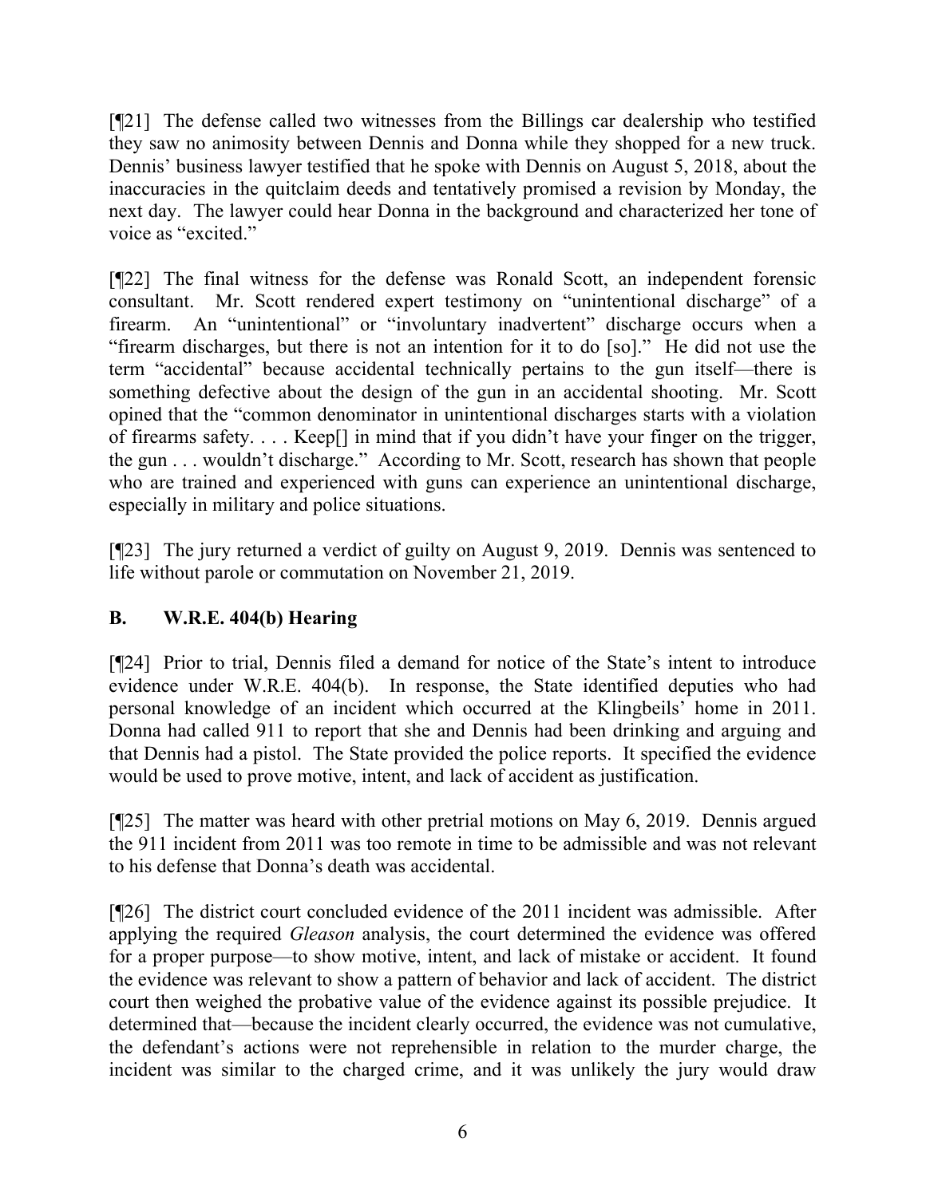[¶21] The defense called two witnesses from the Billings car dealership who testified they saw no animosity between Dennis and Donna while they shopped for a new truck. Dennis' business lawyer testified that he spoke with Dennis on August 5, 2018, about the inaccuracies in the quitclaim deeds and tentatively promised a revision by Monday, the next day. The lawyer could hear Donna in the background and characterized her tone of voice as "excited."

[¶22] The final witness for the defense was Ronald Scott, an independent forensic consultant. Mr. Scott rendered expert testimony on "unintentional discharge" of a firearm. An "unintentional" or "involuntary inadvertent" discharge occurs when a "firearm discharges, but there is not an intention for it to do [so]." He did not use the term "accidental" because accidental technically pertains to the gun itself—there is something defective about the design of the gun in an accidental shooting. Mr. Scott opined that the "common denominator in unintentional discharges starts with a violation of firearms safety. . . . Keep[] in mind that if you didn't have your finger on the trigger, the gun . . . wouldn't discharge." According to Mr. Scott, research has shown that people who are trained and experienced with guns can experience an unintentional discharge, especially in military and police situations.

[¶23] The jury returned a verdict of guilty on August 9, 2019. Dennis was sentenced to life without parole or commutation on November 21, 2019.

## B. W.R.E. 404(b) Hearing

[¶24] Prior to trial, Dennis filed a demand for notice of the State's intent to introduce evidence under W.R.E. 404(b). In response, the State identified deputies who had personal knowledge of an incident which occurred at the Klingbeils' home in 2011. Donna had called 911 to report that she and Dennis had been drinking and arguing and that Dennis had a pistol. The State provided the police reports. It specified the evidence would be used to prove motive, intent, and lack of accident as justification.

[¶25] The matter was heard with other pretrial motions on May 6, 2019. Dennis argued the 911 incident from 2011 was too remote in time to be admissible and was not relevant to his defense that Donna's death was accidental.

[¶26] The district court concluded evidence of the 2011 incident was admissible. After applying the required *Gleason* analysis, the court determined the evidence was offered for a proper purpose—to show motive, intent, and lack of mistake or accident. It found the evidence was relevant to show a pattern of behavior and lack of accident. The district court then weighed the probative value of the evidence against its possible prejudice. It determined that—because the incident clearly occurred, the evidence was not cumulative, the defendant's actions were not reprehensible in relation to the murder charge, the incident was similar to the charged crime, and it was unlikely the jury would draw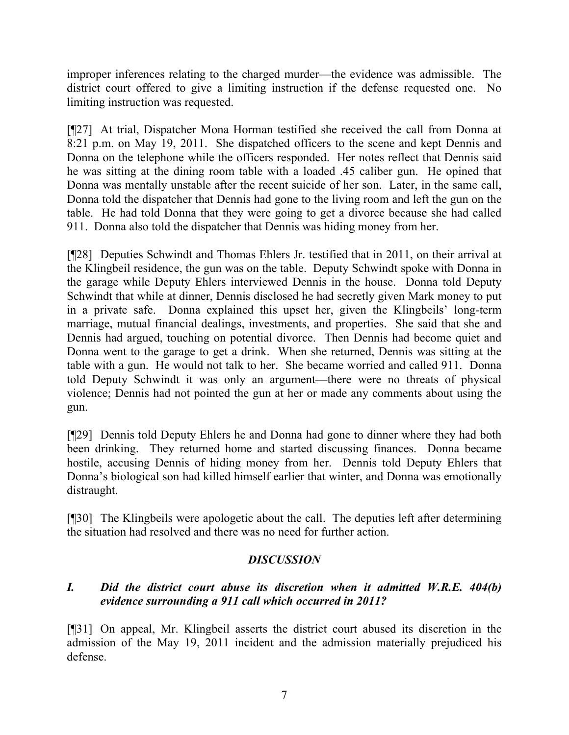improper inferences relating to the charged murder—the evidence was admissible. The district court offered to give a limiting instruction if the defense requested one. No limiting instruction was requested.

[¶27] At trial, Dispatcher Mona Horman testified she received the call from Donna at 8:21 p.m. on May 19, 2011. She dispatched officers to the scene and kept Dennis and Donna on the telephone while the officers responded. Her notes reflect that Dennis said he was sitting at the dining room table with a loaded .45 caliber gun. He opined that Donna was mentally unstable after the recent suicide of her son. Later, in the same call, Donna told the dispatcher that Dennis had gone to the living room and left the gun on the table. He had told Donna that they were going to get a divorce because she had called 911. Donna also told the dispatcher that Dennis was hiding money from her.

[¶28] Deputies Schwindt and Thomas Ehlers Jr. testified that in 2011, on their arrival at the Klingbeil residence, the gun was on the table. Deputy Schwindt spoke with Donna in the garage while Deputy Ehlers interviewed Dennis in the house. Donna told Deputy Schwindt that while at dinner, Dennis disclosed he had secretly given Mark money to put in a private safe. Donna explained this upset her, given the Klingbeils' long-term marriage, mutual financial dealings, investments, and properties. She said that she and Dennis had argued, touching on potential divorce. Then Dennis had become quiet and Donna went to the garage to get a drink. When she returned, Dennis was sitting at the table with a gun. He would not talk to her. She became worried and called 911. Donna told Deputy Schwindt it was only an argument—there were no threats of physical violence; Dennis had not pointed the gun at her or made any comments about using the gun.

[¶29] Dennis told Deputy Ehlers he and Donna had gone to dinner where they had both been drinking. They returned home and started discussing finances. Donna became hostile, accusing Dennis of hiding money from her. Dennis told Deputy Ehlers that Donna's biological son had killed himself earlier that winter, and Donna was emotionally distraught.

[¶30] The Klingbeils were apologetic about the call. The deputies left after determining the situation had resolved and there was no need for further action.

## *DISCUSSION*

### *I. Did the district court abuse its discretion when it admitted W.R.E. 404(b) evidence surrounding a 911 call which occurred in 2011?*

[¶31] On appeal, Mr. Klingbeil asserts the district court abused its discretion in the admission of the May 19, 2011 incident and the admission materially prejudiced his defense.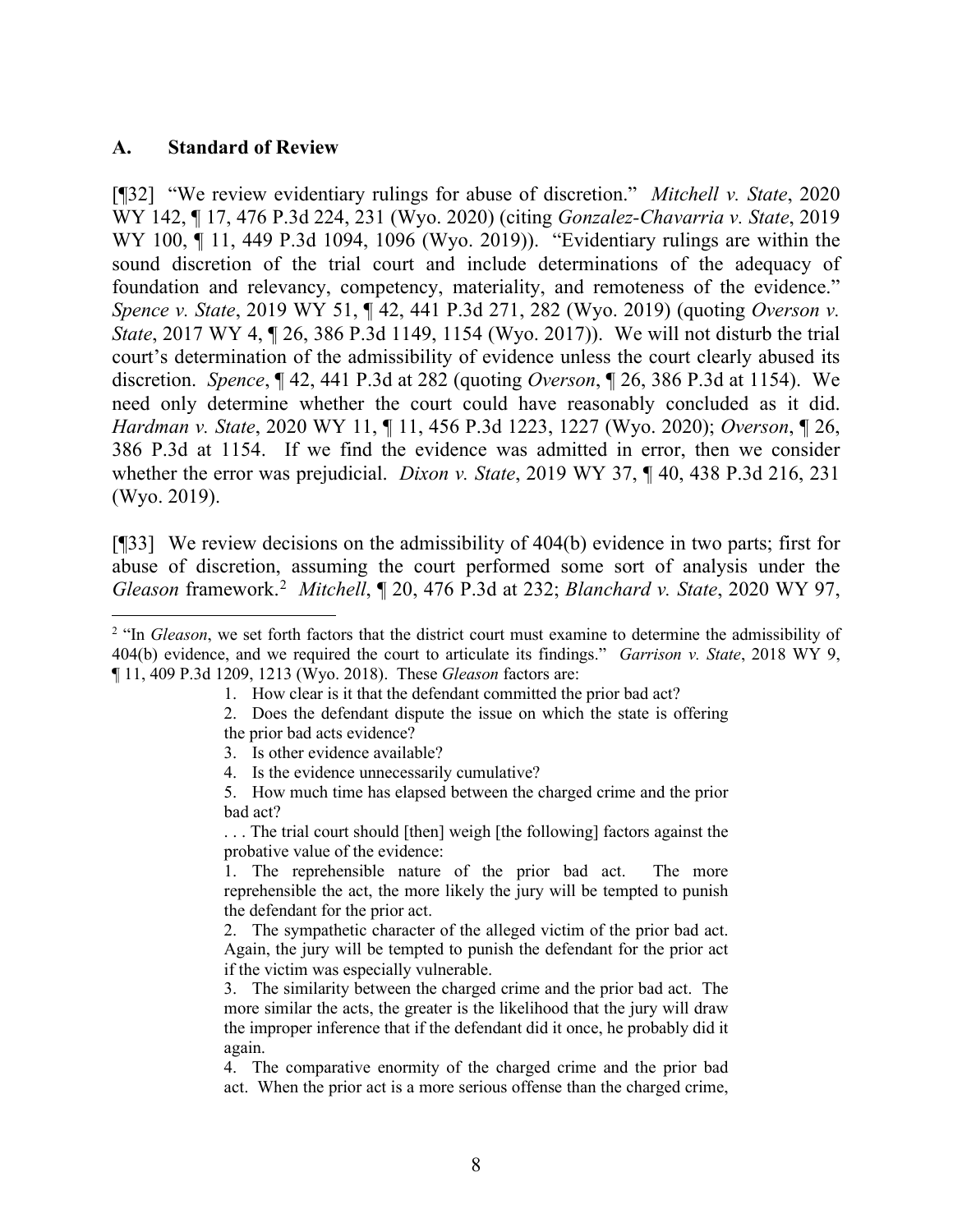### A. Standard of Review

[¶32] "We review evidentiary rulings for abuse of discretion." *Mitchell v. State*, 2020 WY 142, ¶ 17, 476 P.3d 224, 231 (Wyo. 2020) (citing *Gonzalez-Chavarria v. State*, 2019 WY 100, ¶ 11, 449 P.3d 1094, 1096 (Wyo. 2019)). "Evidentiary rulings are within the sound discretion of the trial court and include determinations of the adequacy of foundation and relevancy, competency, materiality, and remoteness of the evidence." *Spence v. State*, 2019 WY 51, ¶ 42, 441 P.3d 271, 282 (Wyo. 2019) (quoting *Overson v. State*, 2017 WY 4, ¶ 26, 386 P.3d 1149, 1154 (Wyo. 2017)). We will not disturb the trial court's determination of the admissibility of evidence unless the court clearly abused its discretion. *Spence*, ¶ 42, 441 P.3d at 282 (quoting *Overson*, ¶ 26, 386 P.3d at 1154). We need only determine whether the court could have reasonably concluded as it did. *Hardman v. State*, 2020 WY 11, ¶ 11, 456 P.3d 1223, 1227 (Wyo. 2020); *Overson*, ¶ 26, 386 P.3d at 1154. If we find the evidence was admitted in error, then we consider whether the error was prejudicial. *Dixon v. State*, 2019 WY 37, ¶ 40, 438 P.3d 216, 231 (Wyo. 2019).

[¶33] We review decisions on the admissibility of 404(b) evidence in two parts; first for abuse of discretion, assuming the court performed some sort of analysis under the *Gleason* framework.[2] *Mitchell*, ¶ 20, 476 P.3d at 232; *Blanchard v. State*, 2020 WY 97,

---

[2] "In *Gleason*, we set forth factors that the district court must examine to determine the admissibility of 404(b) evidence, and we required the court to articulate its findings." *Garrison v. State*, 2018 WY 9, ¶ 11, 409 P.3d 1209, 1213 (Wyo. 2018). These *Gleason* factors are:

> 1. How clear is it that the defendant committed the prior bad act?
> 2. Does the defendant dispute the issue on which the state is offering the prior bad acts evidence?
> 3. Is other evidence available?
> 4. Is the evidence unnecessarily cumulative?
> 5. How much time has elapsed between the charged crime and the prior bad act?
>
> . . . The trial court should [then] weigh [the following] factors against the probative value of the evidence:
>
> 1. The reprehensible nature of the prior bad act. The more reprehensible the act, the more likely the jury will be tempted to punish the defendant for the prior act.
> 2. The sympathetic character of the alleged victim of the prior bad act. Again, the jury will be tempted to punish the defendant for the prior act if the victim was especially vulnerable.
> 3. The similarity between the charged crime and the prior bad act. The more similar the acts, the greater is the likelihood that the jury will draw the improper inference that if the defendant did it once, he probably did it again.
> 4. The comparative enormity of the charged crime and the prior bad act. When the prior act is a more serious offense than the charged crime,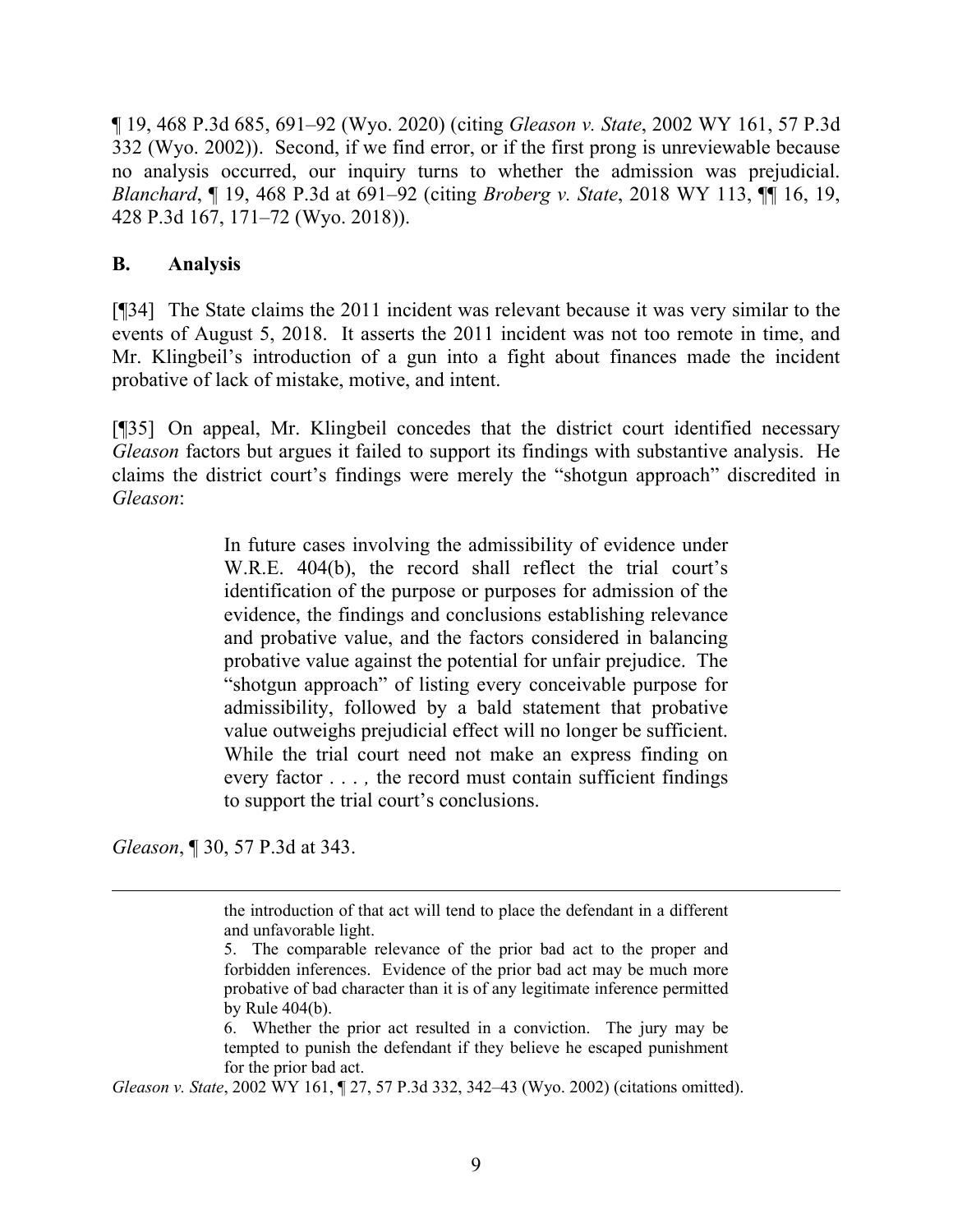¶ 19, 468 P.3d 685, 691–92 (Wyo. 2020) (citing *Gleason v. State*, 2002 WY 161, 57 P.3d 332 (Wyo. 2002)). Second, if we find error, or if the first prong is unreviewable because no analysis occurred, our inquiry turns to whether the admission was prejudicial. *Blanchard*, ¶ 19, 468 P.3d at 691–92 (citing *Broberg v. State*, 2018 WY 113, ¶¶ 16, 19, 428 P.3d 167, 171–72 (Wyo. 2018)).

## B. Analysis

[¶34] The State claims the 2011 incident was relevant because it was very similar to the events of August 5, 2018. It asserts the 2011 incident was not too remote in time, and Mr. Klingbeil's introduction of a gun into a fight about finances made the incident probative of lack of mistake, motive, and intent.

[¶35] On appeal, Mr. Klingbeil concedes that the district court identified necessary *Gleason* factors but argues it failed to support its findings with substantive analysis. He claims the district court's findings were merely the "shotgun approach" discredited in *Gleason*:

> In future cases involving the admissibility of evidence under W.R.E. 404(b), the record shall reflect the trial court's identification of the purpose or purposes for admission of the evidence, the findings and conclusions establishing relevance and probative value, and the factors considered in balancing probative value against the potential for unfair prejudice. The "shotgun approach" of listing every conceivable purpose for admissibility, followed by a bald statement that probative value outweighs prejudicial effect will no longer be sufficient. While the trial court need not make an express finding on every factor . . . *,* the record must contain sufficient findings to support the trial court's conclusions.

*Gleason*, ¶ 30, 57 P.3d at 343.

---

> the introduction of that act will tend to place the defendant in a different and unfavorable light.
>
> 5. The comparable relevance of the prior bad act to the proper and forbidden inferences. Evidence of the prior bad act may be much more probative of bad character than it is of any legitimate inference permitted by Rule 404(b).
>
> 6. Whether the prior act resulted in a conviction. The jury may be tempted to punish the defendant if they believe he escaped punishment for the prior bad act.

*Gleason v. State*, 2002 WY 161, ¶ 27, 57 P.3d 332, 342–43 (Wyo. 2002) (citations omitted).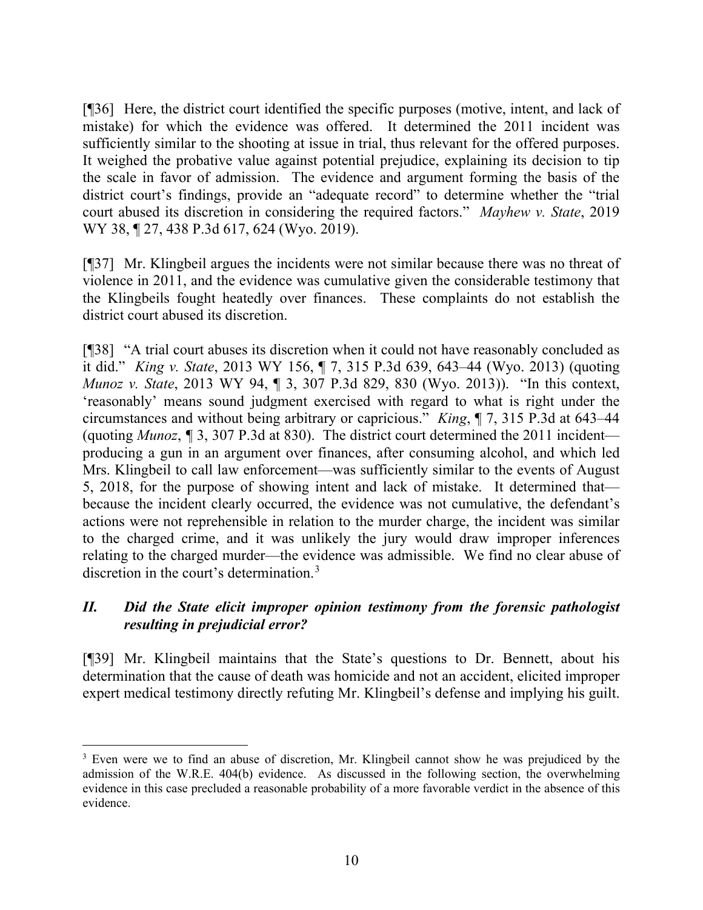[¶36] Here, the district court identified the specific purposes (motive, intent, and lack of mistake) for which the evidence was offered. It determined the 2011 incident was sufficiently similar to the shooting at issue in trial, thus relevant for the offered purposes. It weighed the probative value against potential prejudice, explaining its decision to tip the scale in favor of admission. The evidence and argument forming the basis of the district court's findings, provide an "adequate record" to determine whether the "trial court abused its discretion in considering the required factors." *Mayhew v. State*, 2019 WY 38, ¶ 27, 438 P.3d 617, 624 (Wyo. 2019).

[¶37] Mr. Klingbeil argues the incidents were not similar because there was no threat of violence in 2011, and the evidence was cumulative given the considerable testimony that the Klingbeils fought heatedly over finances. These complaints do not establish the district court abused its discretion.

[¶38] "A trial court abuses its discretion when it could not have reasonably concluded as it did." *King v. State*, 2013 WY 156, ¶ 7, 315 P.3d 639, 643–44 (Wyo. 2013) (quoting *Munoz v. State*, 2013 WY 94, ¶ 3, 307 P.3d 829, 830 (Wyo. 2013)). "In this context, 'reasonably' means sound judgment exercised with regard to what is right under the circumstances and without being arbitrary or capricious." *King*, ¶ 7, 315 P.3d at 643–44 (quoting *Munoz*, ¶ 3, 307 P.3d at 830). The district court determined the 2011 incident—producing a gun in an argument over finances, after consuming alcohol, and which led Mrs. Klingbeil to call law enforcement—was sufficiently similar to the events of August 5, 2018, for the purpose of showing intent and lack of mistake. It determined that—because the incident clearly occurred, the evidence was not cumulative, the defendant's actions were not reprehensible in relation to the murder charge, the incident was similar to the charged crime, and it was unlikely the jury would draw improper inferences relating to the charged murder—the evidence was admissible. We find no clear abuse of discretion in the court's determination.[3]

## *II. Did the State elicit improper opinion testimony from the forensic pathologist resulting in prejudicial error?*

[¶39] Mr. Klingbeil maintains that the State's questions to Dr. Bennett, about his determination that the cause of death was homicide and not an accident, elicited improper expert medical testimony directly refuting Mr. Klingbeil's defense and implying his guilt.

---

[3] Even were we to find an abuse of discretion, Mr. Klingbeil cannot show he was prejudiced by the admission of the W.R.E. 404(b) evidence. As discussed in the following section, the overwhelming evidence in this case precluded a reasonable probability of a more favorable verdict in the absence of this evidence.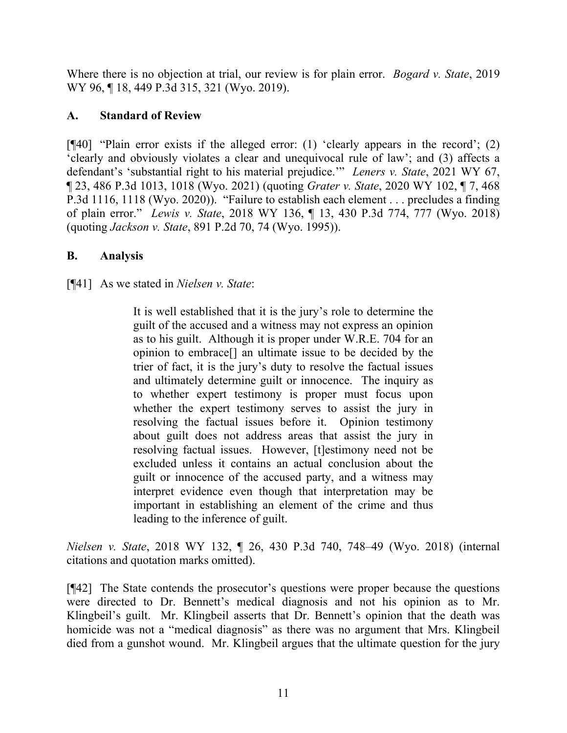Where there is no objection at trial, our review is for plain error. *Bogard v. State*, 2019 WY 96, ¶ 18, 449 P.3d 315, 321 (Wyo. 2019).

## A. Standard of Review

[¶40] "Plain error exists if the alleged error: (1) 'clearly appears in the record'; (2) 'clearly and obviously violates a clear and unequivocal rule of law'; and (3) affects a defendant's 'substantial right to his material prejudice.'" *Leners v. State*, 2021 WY 67, ¶ 23, 486 P.3d 1013, 1018 (Wyo. 2021) (quoting *Grater v. State*, 2020 WY 102, ¶ 7, 468 P.3d 1116, 1118 (Wyo. 2020)). "Failure to establish each element . . . precludes a finding of plain error." *Lewis v. State*, 2018 WY 136, ¶ 13, 430 P.3d 774, 777 (Wyo. 2018) (quoting *Jackson v. State*, 891 P.2d 70, 74 (Wyo. 1995)).

## B. Analysis

[¶41] As we stated in *Nielsen v. State*:

> It is well established that it is the jury's role to determine the guilt of the accused and a witness may not express an opinion as to his guilt. Although it is proper under W.R.E. 704 for an opinion to embrace[] an ultimate issue to be decided by the trier of fact, it is the jury's duty to resolve the factual issues and ultimately determine guilt or innocence. The inquiry as to whether expert testimony is proper must focus upon whether the expert testimony serves to assist the jury in resolving the factual issues before it. Opinion testimony about guilt does not address areas that assist the jury in resolving factual issues. However, [t]estimony need not be excluded unless it contains an actual conclusion about the guilt or innocence of the accused party, and a witness may interpret evidence even though that interpretation may be important in establishing an element of the crime and thus leading to the inference of guilt.

*Nielsen v. State*, 2018 WY 132, ¶ 26, 430 P.3d 740, 748–49 (Wyo. 2018) (internal citations and quotation marks omitted).

[¶42] The State contends the prosecutor's questions were proper because the questions were directed to Dr. Bennett's medical diagnosis and not his opinion as to Mr. Klingbeil's guilt. Mr. Klingbeil asserts that Dr. Bennett's opinion that the death was homicide was not a "medical diagnosis" as there was no argument that Mrs. Klingbeil died from a gunshot wound. Mr. Klingbeil argues that the ultimate question for the jury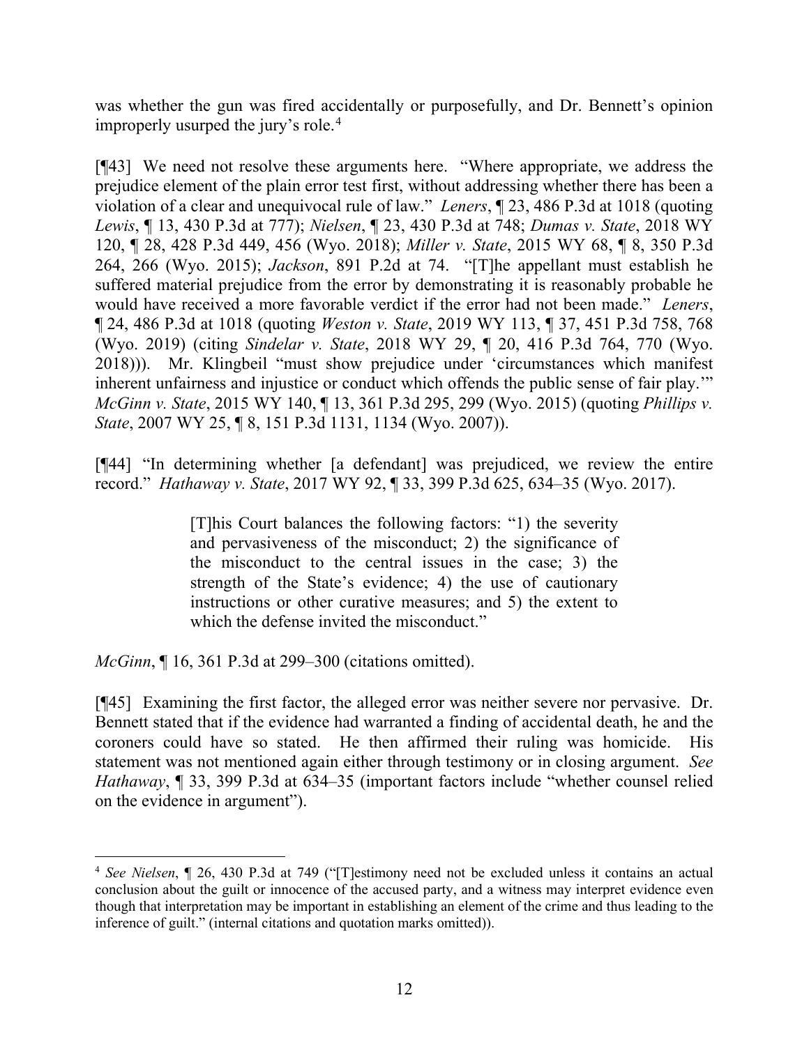was whether the gun was fired accidentally or purposefully, and Dr. Bennett's opinion improperly usurped the jury's role.[4]

[¶43] We need not resolve these arguments here. "Where appropriate, we address the prejudice element of the plain error test first, without addressing whether there has been a violation of a clear and unequivocal rule of law." *Leners*, ¶ 23, 486 P.3d at 1018 (quoting *Lewis*, ¶ 13, 430 P.3d at 777); *Nielsen*, ¶ 23, 430 P.3d at 748; *Dumas v. State*, 2018 WY 120, ¶ 28, 428 P.3d 449, 456 (Wyo. 2018); *Miller v. State*, 2015 WY 68, ¶ 8, 350 P.3d 264, 266 (Wyo. 2015); *Jackson*, 891 P.2d at 74. "[T]he appellant must establish he suffered material prejudice from the error by demonstrating it is reasonably probable he would have received a more favorable verdict if the error had not been made." *Leners*, ¶ 24, 486 P.3d at 1018 (quoting *Weston v. State*, 2019 WY 113, ¶ 37, 451 P.3d 758, 768 (Wyo. 2019) (citing *Sindelar v. State*, 2018 WY 29, ¶ 20, 416 P.3d 764, 770 (Wyo. 2018))). Mr. Klingbeil "must show prejudice under 'circumstances which manifest inherent unfairness and injustice or conduct which offends the public sense of fair play.'" *McGinn v. State*, 2015 WY 140, ¶ 13, 361 P.3d 295, 299 (Wyo. 2015) (quoting *Phillips v. State*, 2007 WY 25, ¶ 8, 151 P.3d 1131, 1134 (Wyo. 2007)).

[¶44] "In determining whether [a defendant] was prejudiced, we review the entire record." *Hathaway v. State*, 2017 WY 92, ¶ 33, 399 P.3d 625, 634–35 (Wyo. 2017).

> [T]his Court balances the following factors: "1) the severity and pervasiveness of the misconduct; 2) the significance of the misconduct to the central issues in the case; 3) the strength of the State's evidence; 4) the use of cautionary instructions or other curative measures; and 5) the extent to which the defense invited the misconduct."

*McGinn*, ¶ 16, 361 P.3d at 299–300 (citations omitted).

[¶45] Examining the first factor, the alleged error was neither severe nor pervasive. Dr. Bennett stated that if the evidence had warranted a finding of accidental death, he and the coroners could have so stated. He then affirmed their ruling was homicide. His statement was not mentioned again either through testimony or in closing argument. *See Hathaway*, ¶ 33, 399 P.3d at 634–35 (important factors include "whether counsel relied on the evidence in argument").

---

[4] *See Nielsen*, ¶ 26, 430 P.3d at 749 ("[T]estimony need not be excluded unless it contains an actual conclusion about the guilt or innocence of the accused party, and a witness may interpret evidence even though that interpretation may be important in establishing an element of the crime and thus leading to the inference of guilt." (internal citations and quotation marks omitted)).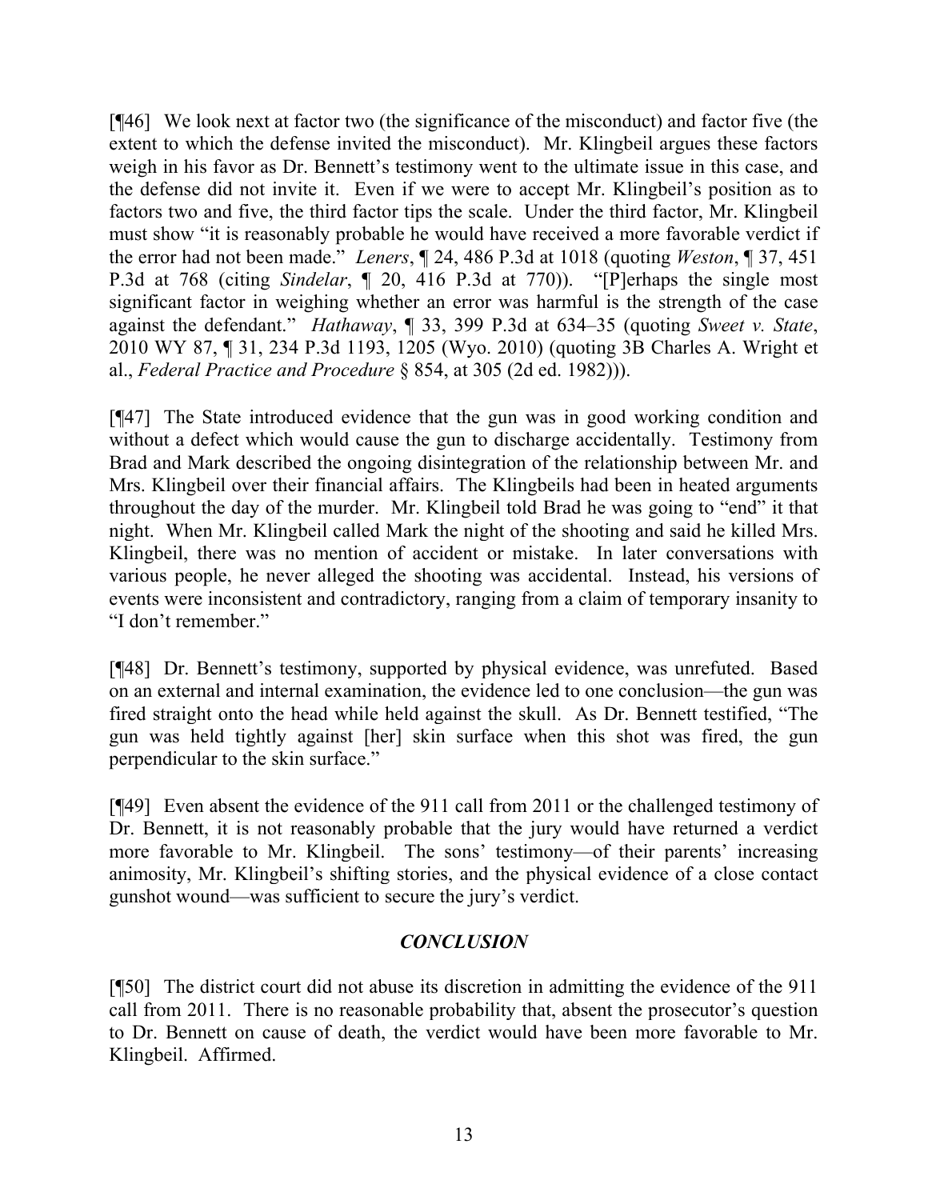[¶46] We look next at factor two (the significance of the misconduct) and factor five (the extent to which the defense invited the misconduct). Mr. Klingbeil argues these factors weigh in his favor as Dr. Bennett's testimony went to the ultimate issue in this case, and the defense did not invite it. Even if we were to accept Mr. Klingbeil's position as to factors two and five, the third factor tips the scale. Under the third factor, Mr. Klingbeil must show "it is reasonably probable he would have received a more favorable verdict if the error had not been made." *Leners*, ¶ 24, 486 P.3d at 1018 (quoting *Weston*, ¶ 37, 451 P.3d at 768 (citing *Sindelar*, ¶ 20, 416 P.3d at 770)). "[P]erhaps the single most significant factor in weighing whether an error was harmful is the strength of the case against the defendant." *Hathaway*, ¶ 33, 399 P.3d at 634–35 (quoting *Sweet v. State*, 2010 WY 87, ¶ 31, 234 P.3d 1193, 1205 (Wyo. 2010) (quoting 3B Charles A. Wright et al., *Federal Practice and Procedure* § 854, at 305 (2d ed. 1982))).

[¶47] The State introduced evidence that the gun was in good working condition and without a defect which would cause the gun to discharge accidentally. Testimony from Brad and Mark described the ongoing disintegration of the relationship between Mr. and Mrs. Klingbeil over their financial affairs. The Klingbeils had been in heated arguments throughout the day of the murder. Mr. Klingbeil told Brad he was going to "end" it that night. When Mr. Klingbeil called Mark the night of the shooting and said he killed Mrs. Klingbeil, there was no mention of accident or mistake. In later conversations with various people, he never alleged the shooting was accidental. Instead, his versions of events were inconsistent and contradictory, ranging from a claim of temporary insanity to "I don't remember."

[¶48] Dr. Bennett's testimony, supported by physical evidence, was unrefuted. Based on an external and internal examination, the evidence led to one conclusion—the gun was fired straight onto the head while held against the skull. As Dr. Bennett testified, "The gun was held tightly against [her] skin surface when this shot was fired, the gun perpendicular to the skin surface."

[¶49] Even absent the evidence of the 911 call from 2011 or the challenged testimony of Dr. Bennett, it is not reasonably probable that the jury would have returned a verdict more favorable to Mr. Klingbeil. The sons' testimony—of their parents' increasing animosity, Mr. Klingbeil's shifting stories, and the physical evidence of a close contact gunshot wound—was sufficient to secure the jury's verdict.

## *CONCLUSION*

[¶50] The district court did not abuse its discretion in admitting the evidence of the 911 call from 2011. There is no reasonable probability that, absent the prosecutor's question to Dr. Bennett on cause of death, the verdict would have been more favorable to Mr. Klingbeil. Affirmed.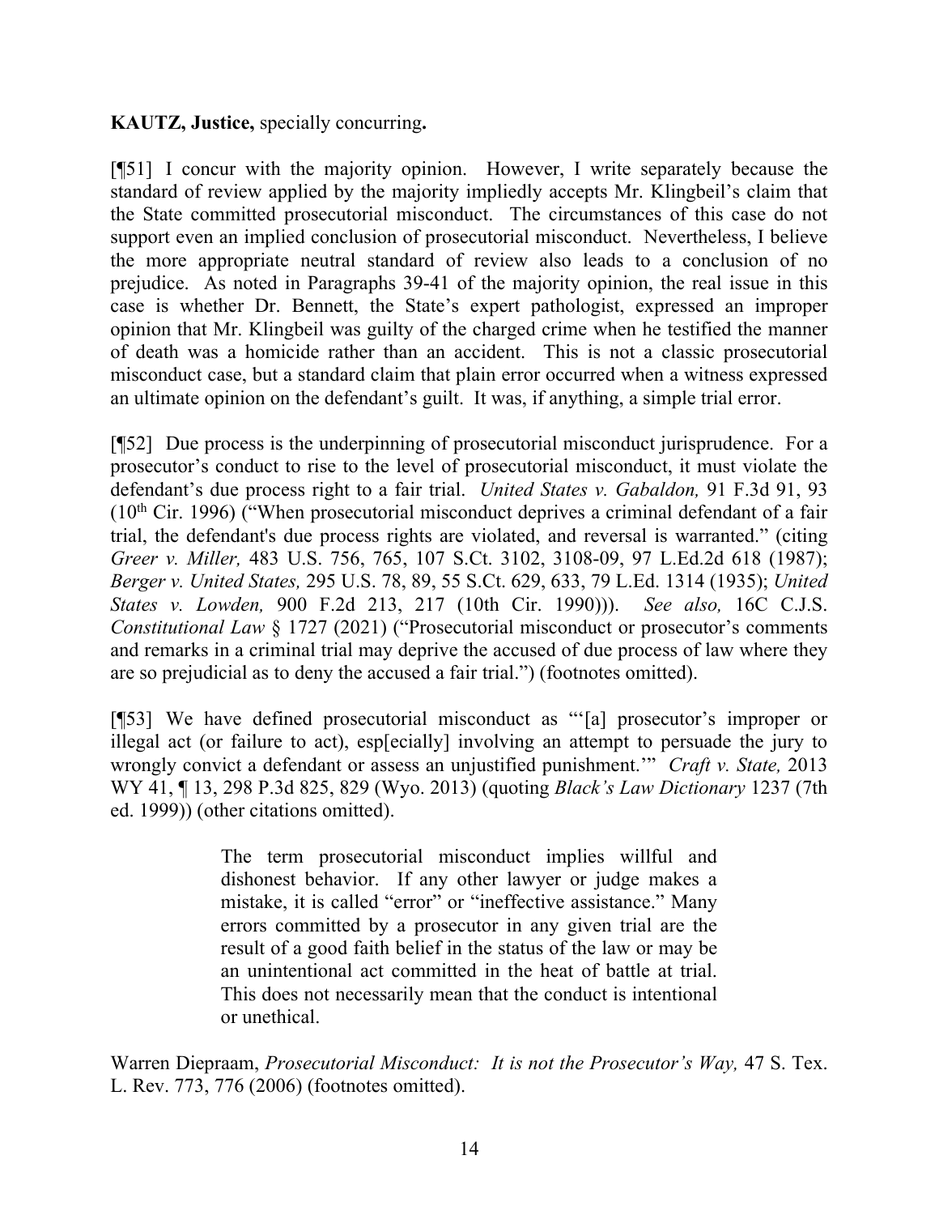**KAUTZ, Justice,** specially concurring**.**

[¶51] I concur with the majority opinion. However, I write separately because the standard of review applied by the majority impliedly accepts Mr. Klingbeil's claim that the State committed prosecutorial misconduct. The circumstances of this case do not support even an implied conclusion of prosecutorial misconduct. Nevertheless, I believe the more appropriate neutral standard of review also leads to a conclusion of no prejudice. As noted in Paragraphs 39-41 of the majority opinion, the real issue in this case is whether Dr. Bennett, the State's expert pathologist, expressed an improper opinion that Mr. Klingbeil was guilty of the charged crime when he testified the manner of death was a homicide rather than an accident. This is not a classic prosecutorial misconduct case, but a standard claim that plain error occurred when a witness expressed an ultimate opinion on the defendant's guilt. It was, if anything, a simple trial error.

[¶52] Due process is the underpinning of prosecutorial misconduct jurisprudence. For a prosecutor's conduct to rise to the level of prosecutorial misconduct, it must violate the defendant's due process right to a fair trial. *United States v. Gabaldon,* 91 F.3d 91, 93 (10th Cir. 1996) ("When prosecutorial misconduct deprives a criminal defendant of a fair trial, the defendant's due process rights are violated, and reversal is warranted." (citing *Greer v. Miller,* 483 U.S. 756, 765, 107 S.Ct. 3102, 3108-09, 97 L.Ed.2d 618 (1987); *Berger v. United States,* 295 U.S. 78, 89, 55 S.Ct. 629, 633, 79 L.Ed. 1314 (1935); *United States v. Lowden,* 900 F.2d 213, 217 (10th Cir. 1990))). *See also,* 16C C.J.S. *Constitutional Law* § 1727 (2021) ("Prosecutorial misconduct or prosecutor's comments and remarks in a criminal trial may deprive the accused of due process of law where they are so prejudicial as to deny the accused a fair trial.") (footnotes omitted).

[¶53] We have defined prosecutorial misconduct as "'[a] prosecutor's improper or illegal act (or failure to act), esp[ecially] involving an attempt to persuade the jury to wrongly convict a defendant or assess an unjustified punishment.'" *Craft v. State,* 2013 WY 41, ¶ 13, 298 P.3d 825, 829 (Wyo. 2013) (quoting *Black's Law Dictionary* 1237 (7th ed. 1999)) (other citations omitted).

> The term prosecutorial misconduct implies willful and dishonest behavior. If any other lawyer or judge makes a mistake, it is called "error" or "ineffective assistance." Many errors committed by a prosecutor in any given trial are the result of a good faith belief in the status of the law or may be an unintentional act committed in the heat of battle at trial. This does not necessarily mean that the conduct is intentional or unethical.

Warren Diepraam, *Prosecutorial Misconduct: It is not the Prosecutor's Way,* 47 S. Tex. L. Rev. 773, 776 (2006) (footnotes omitted).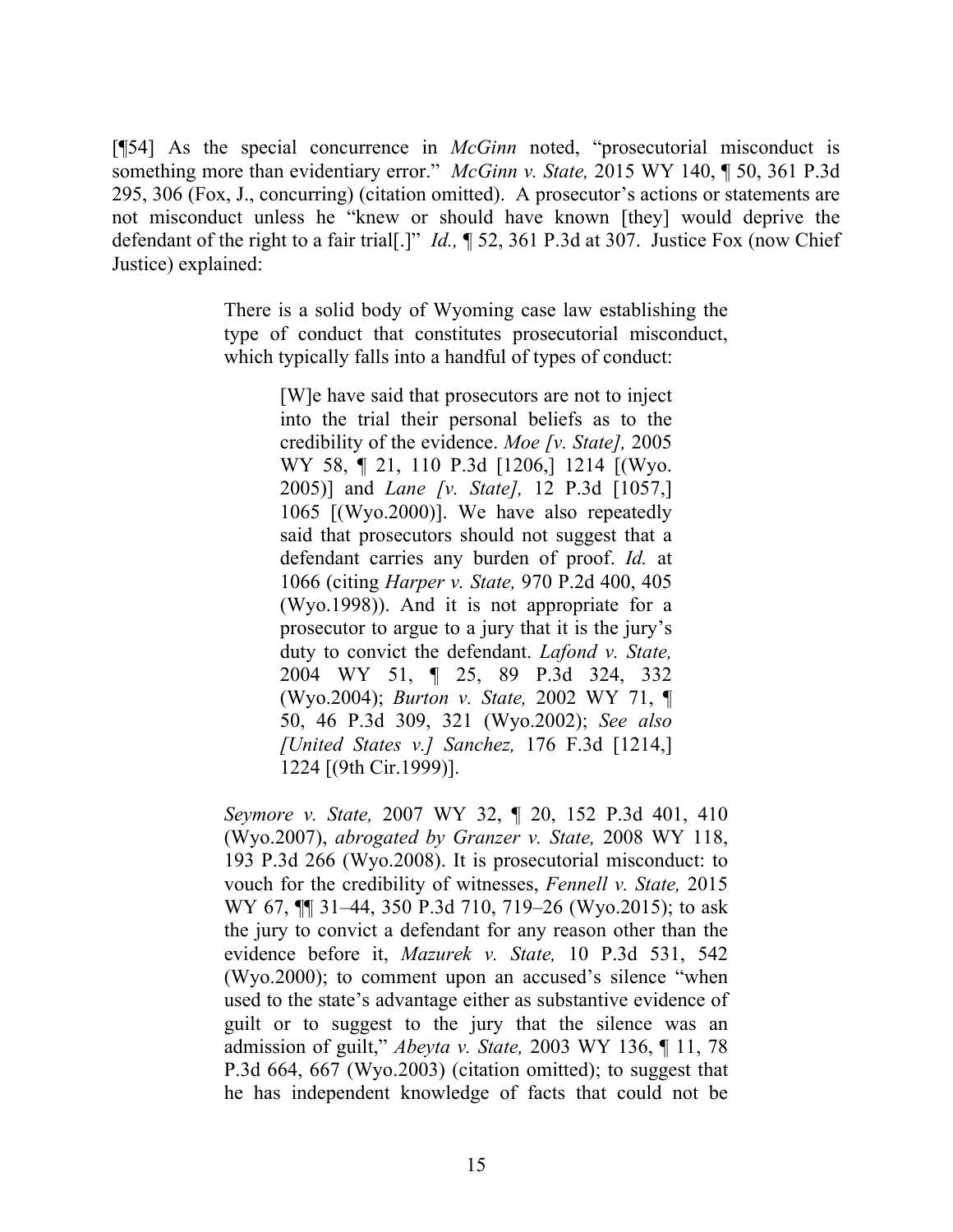[¶54] As the special concurrence in *McGinn* noted, "prosecutorial misconduct is something more than evidentiary error." *McGinn v. State,* 2015 WY 140, ¶ 50, 361 P.3d 295, 306 (Fox, J., concurring) (citation omitted). A prosecutor's actions or statements are not misconduct unless he "knew or should have known [they] would deprive the defendant of the right to a fair trial[.]" *Id.,* ¶ 52, 361 P.3d at 307. Justice Fox (now Chief Justice) explained:

> There is a solid body of Wyoming case law establishing the type of conduct that constitutes prosecutorial misconduct, which typically falls into a handful of types of conduct:
>
> > [W]e have said that prosecutors are not to inject into the trial their personal beliefs as to the credibility of the evidence. *Moe [v. State],* 2005 WY 58, ¶ 21, 110 P.3d [1206,] 1214 [(Wyo. 2005)] and *Lane [v. State],* 12 P.3d [1057,] 1065 [(Wyo.2000)]. We have also repeatedly said that prosecutors should not suggest that a defendant carries any burden of proof. *Id.* at 1066 (citing *Harper v. State,* 970 P.2d 400, 405 (Wyo.1998)). And it is not appropriate for a prosecutor to argue to a jury that it is the jury's duty to convict the defendant. *Lafond v. State,* 2004 WY 51, ¶ 25, 89 P.3d 324, 332 (Wyo.2004); *Burton v. State,* 2002 WY 71, ¶ 50, 46 P.3d 309, 321 (Wyo.2002); *See also [United States v.] Sanchez,* 176 F.3d [1214,] 1224 [(9th Cir.1999)].
>
> *Seymore v. State,* 2007 WY 32, ¶ 20, 152 P.3d 401, 410 (Wyo.2007), *abrogated by Granzer v. State,* 2008 WY 118, 193 P.3d 266 (Wyo.2008). It is prosecutorial misconduct: to vouch for the credibility of witnesses, *Fennell v. State,* 2015 WY 67, ¶¶ 31–44, 350 P.3d 710, 719–26 (Wyo.2015); to ask the jury to convict a defendant for any reason other than the evidence before it, *Mazurek v. State,* 10 P.3d 531, 542 (Wyo.2000); to comment upon an accused's silence "when used to the state's advantage either as substantive evidence of guilt or to suggest to the jury that the silence was an admission of guilt," *Abeyta v. State,* 2003 WY 136, ¶ 11, 78 P.3d 664, 667 (Wyo.2003) (citation omitted); to suggest that he has independent knowledge of facts that could not be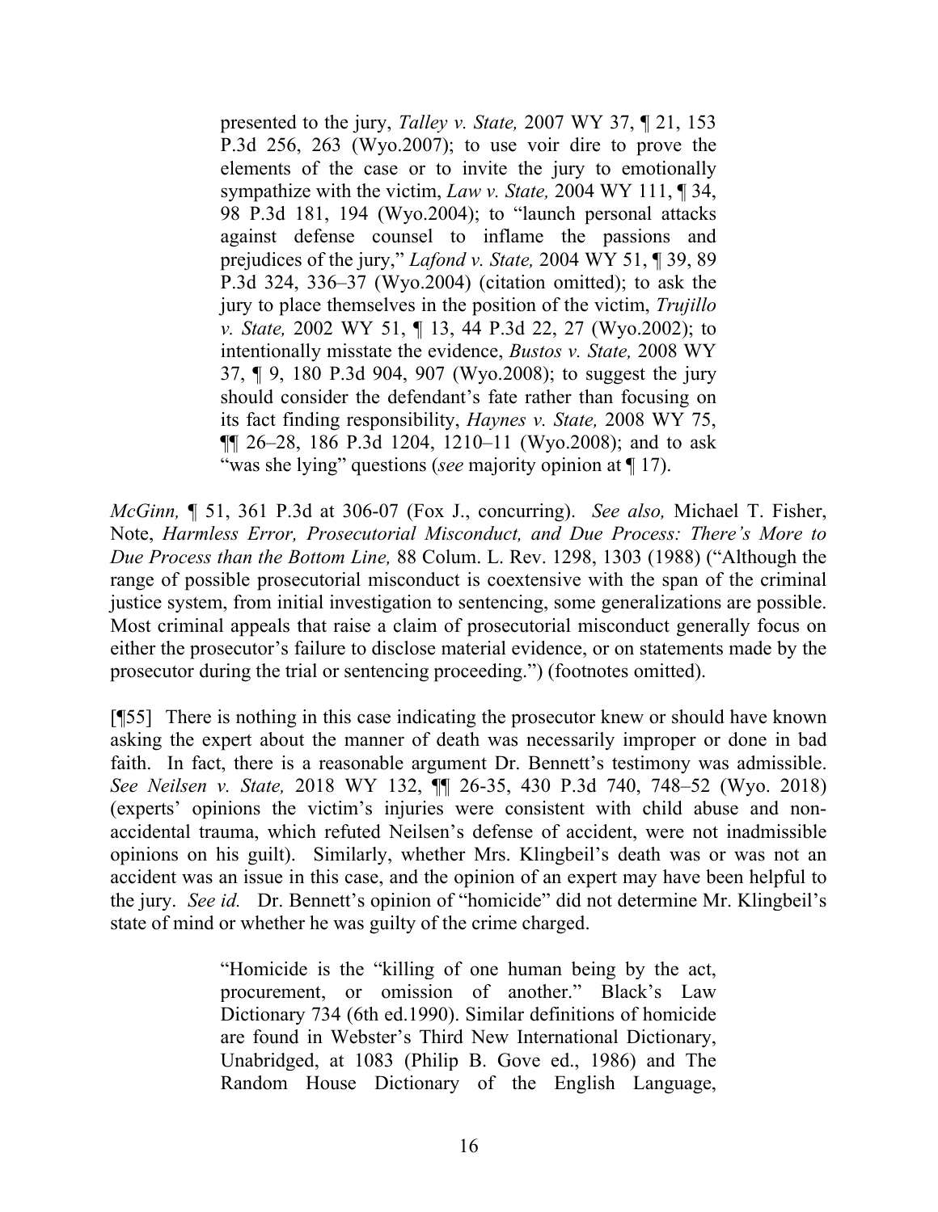> presented to the jury, *Talley v. State,* 2007 WY 37, ¶ 21, 153 P.3d 256, 263 (Wyo.2007); to use voir dire to prove the elements of the case or to invite the jury to emotionally sympathize with the victim, *Law v. State,* 2004 WY 111, ¶ 34, 98 P.3d 181, 194 (Wyo.2004); to "launch personal attacks against defense counsel to inflame the passions and prejudices of the jury," *Lafond v. State,* 2004 WY 51, ¶ 39, 89 P.3d 324, 336–37 (Wyo.2004) (citation omitted); to ask the jury to place themselves in the position of the victim, *Trujillo v. State,* 2002 WY 51, ¶ 13, 44 P.3d 22, 27 (Wyo.2002); to intentionally misstate the evidence, *Bustos v. State,* 2008 WY 37, ¶ 9, 180 P.3d 904, 907 (Wyo.2008); to suggest the jury should consider the defendant's fate rather than focusing on its fact finding responsibility, *Haynes v. State,* 2008 WY 75, ¶¶ 26–28, 186 P.3d 1204, 1210–11 (Wyo.2008); and to ask "was she lying" questions (*see* majority opinion at ¶ 17).

*McGinn,* ¶ 51, 361 P.3d at 306-07 (Fox J., concurring). *See also,* Michael T. Fisher, Note, *Harmless Error, Prosecutorial Misconduct, and Due Process: There's More to Due Process than the Bottom Line,* 88 Colum. L. Rev. 1298, 1303 (1988) ("Although the range of possible prosecutorial misconduct is coextensive with the span of the criminal justice system, from initial investigation to sentencing, some generalizations are possible. Most criminal appeals that raise a claim of prosecutorial misconduct generally focus on either the prosecutor's failure to disclose material evidence, or on statements made by the prosecutor during the trial or sentencing proceeding.") (footnotes omitted).

[¶55] There is nothing in this case indicating the prosecutor knew or should have known asking the expert about the manner of death was necessarily improper or done in bad faith. In fact, there is a reasonable argument Dr. Bennett's testimony was admissible. *See Neilsen v. State,* 2018 WY 132, ¶¶ 26-35, 430 P.3d 740, 748–52 (Wyo. 2018) (experts' opinions the victim's injuries were consistent with child abuse and non-accidental trauma, which refuted Neilsen's defense of accident, were not inadmissible opinions on his guilt). Similarly, whether Mrs. Klingbeil's death was or was not an accident was an issue in this case, and the opinion of an expert may have been helpful to the jury. *See id.* Dr. Bennett's opinion of "homicide" did not determine Mr. Klingbeil's state of mind or whether he was guilty of the crime charged.

> "Homicide is the "killing of one human being by the act, procurement, or omission of another." Black's Law Dictionary 734 (6th ed.1990). Similar definitions of homicide are found in Webster's Third New International Dictionary, Unabridged, at 1083 (Philip B. Gove ed., 1986) and The Random House Dictionary of the English Language,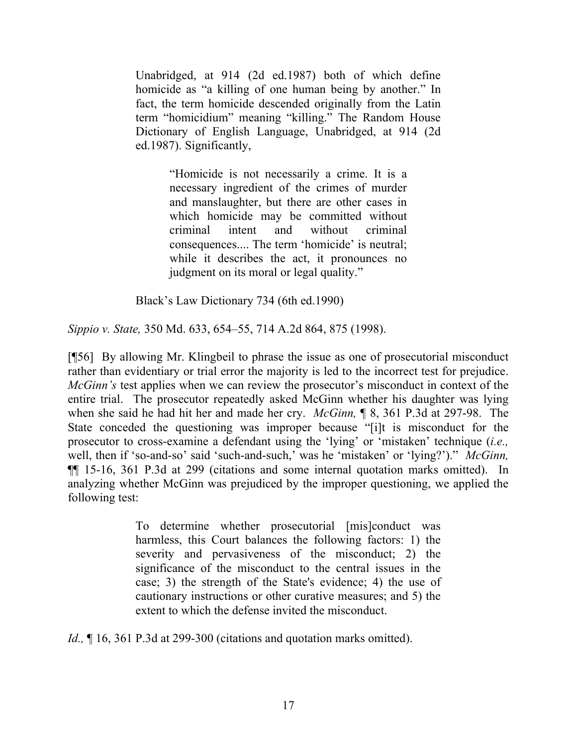> Unabridged, at 914 (2d ed.1987) both of which define homicide as "a killing of one human being by another." In fact, the term homicide descended originally from the Latin term "homicidium" meaning "killing." The Random House Dictionary of English Language, Unabridged, at 914 (2d ed.1987). Significantly,
>
> > "Homicide is not necessarily a crime. It is a necessary ingredient of the crimes of murder and manslaughter, but there are other cases in which homicide may be committed without criminal intent and without criminal consequences.... The term 'homicide' is neutral; while it describes the act, it pronounces no judgment on its moral or legal quality."
>
> Black's Law Dictionary 734 (6th ed.1990)

*Sippio v. State,* 350 Md. 633, 654–55, 714 A.2d 864, 875 (1998).

[¶56] By allowing Mr. Klingbeil to phrase the issue as one of prosecutorial misconduct rather than evidentiary or trial error the majority is led to the incorrect test for prejudice. *McGinn's* test applies when we can review the prosecutor's misconduct in context of the entire trial. The prosecutor repeatedly asked McGinn whether his daughter was lying when she said he had hit her and made her cry. *McGinn,* ¶ 8, 361 P.3d at 297-98. The State conceded the questioning was improper because "[i]t is misconduct for the prosecutor to cross-examine a defendant using the 'lying' or 'mistaken' technique (*i.e.,* well, then if 'so-and-so' said 'such-and-such,' was he 'mistaken' or 'lying?')." *McGinn,* ¶¶ 15-16, 361 P.3d at 299 (citations and some internal quotation marks omitted). In analyzing whether McGinn was prejudiced by the improper questioning, we applied the following test:

> To determine whether prosecutorial [mis]conduct was harmless, this Court balances the following factors: 1) the severity and pervasiveness of the misconduct; 2) the significance of the misconduct to the central issues in the case; 3) the strength of the State's evidence; 4) the use of cautionary instructions or other curative measures; and 5) the extent to which the defense invited the misconduct.

*Id.,* ¶ 16, 361 P.3d at 299-300 (citations and quotation marks omitted).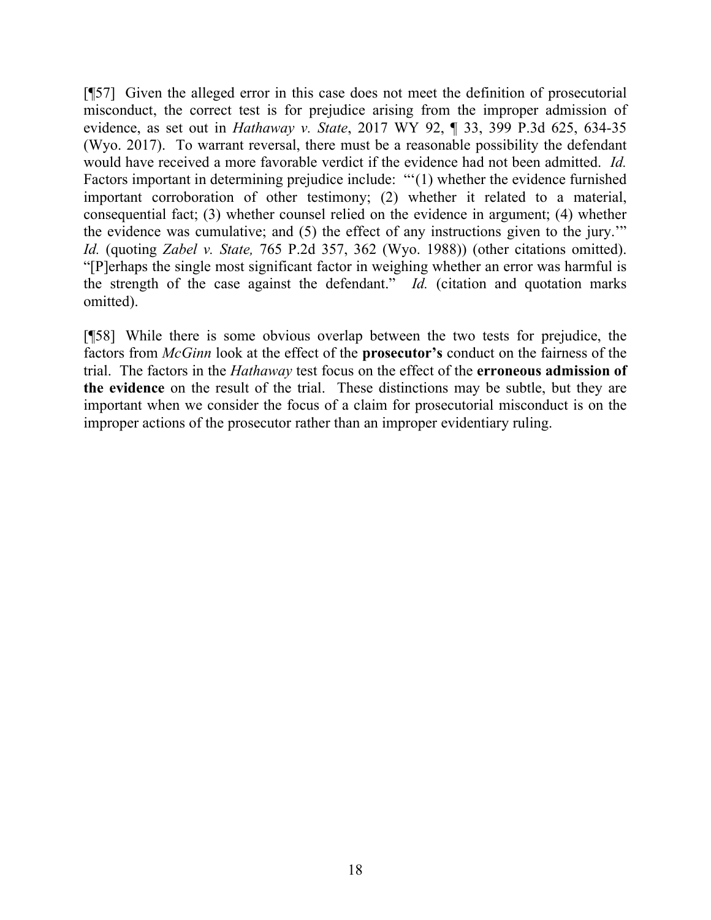[¶57] Given the alleged error in this case does not meet the definition of prosecutorial misconduct, the correct test is for prejudice arising from the improper admission of evidence, as set out in *Hathaway v. State*, 2017 WY 92, ¶ 33, 399 P.3d 625, 634-35 (Wyo. 2017). To warrant reversal, there must be a reasonable possibility the defendant would have received a more favorable verdict if the evidence had not been admitted. *Id.* Factors important in determining prejudice include: "'(1) whether the evidence furnished important corroboration of other testimony; (2) whether it related to a material, consequential fact; (3) whether counsel relied on the evidence in argument; (4) whether the evidence was cumulative; and (5) the effect of any instructions given to the jury.'" *Id.* (quoting *Zabel v. State,* 765 P.2d 357, 362 (Wyo. 1988)) (other citations omitted). "[P]erhaps the single most significant factor in weighing whether an error was harmful is the strength of the case against the defendant." *Id.* (citation and quotation marks omitted).

[¶58] While there is some obvious overlap between the two tests for prejudice, the factors from *McGinn* look at the effect of the **prosecutor's** conduct on the fairness of the trial. The factors in the *Hathaway* test focus on the effect of the **erroneous admission of the evidence** on the result of the trial. These distinctions may be subtle, but they are important when we consider the focus of a claim for prosecutorial misconduct is on the improper actions of the prosecutor rather than an improper evidentiary ruling.